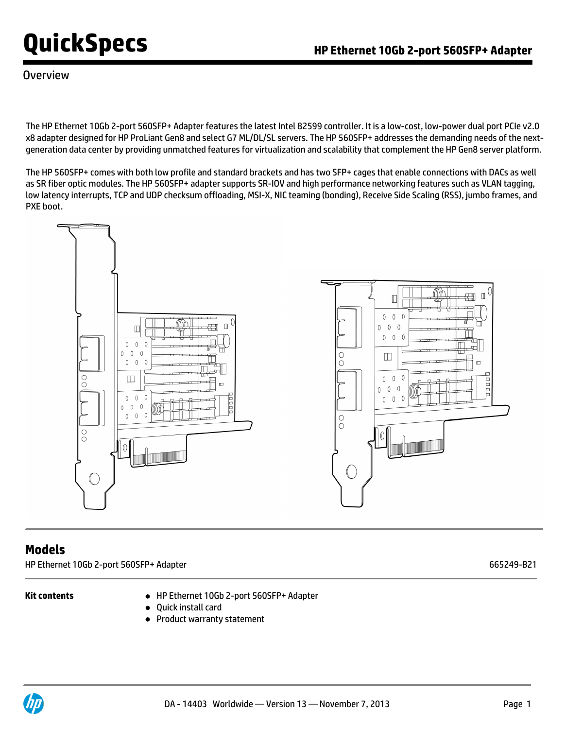# QuickSpecs

## HP Ethernet 10Gb 2-port 560SFP+ Adapter

Overview

The HP Ethernet 10Gb 2-port 560SFP+ Adapter features the latest Intel 82599 controller. It is a low-cost, low-power dual port PCIe v2.0 x8 adapter designed for HP ProLiant Gen8 and select G7 ML/DL/SL servers. The HP 560SFP+ addresses the demanding needs of the next-generation data center by providing unmatched features for virtualization and scalability that complement the HP Gen8 server platform.

The HP 560SFP+ comes with both low profile and standard brackets and has two SFP+ cages that enable connections with DACs as well as SR fiber optic modules. The HP 560SFP+ adapter supports SR-IOV and high performance networking features such as VLAN tagging, low latency interrupts, TCP and UDP checksum offloading, MSI-X, NIC teaming (bonding), Receive Side Scaling (RSS), jumbo frames, and PXE boot.

## Models

| | |
|---|---|
| HP Ethernet 10Gb 2-port 560SFP+ Adapter | 665249-B21 |

**Kit contents**

- HP Ethernet 10Gb 2-port 560SFP+ Adapter
- Quick install card
- Product warranty statement

DA - 14403 Worldwide — Version 13 — November 7, 2013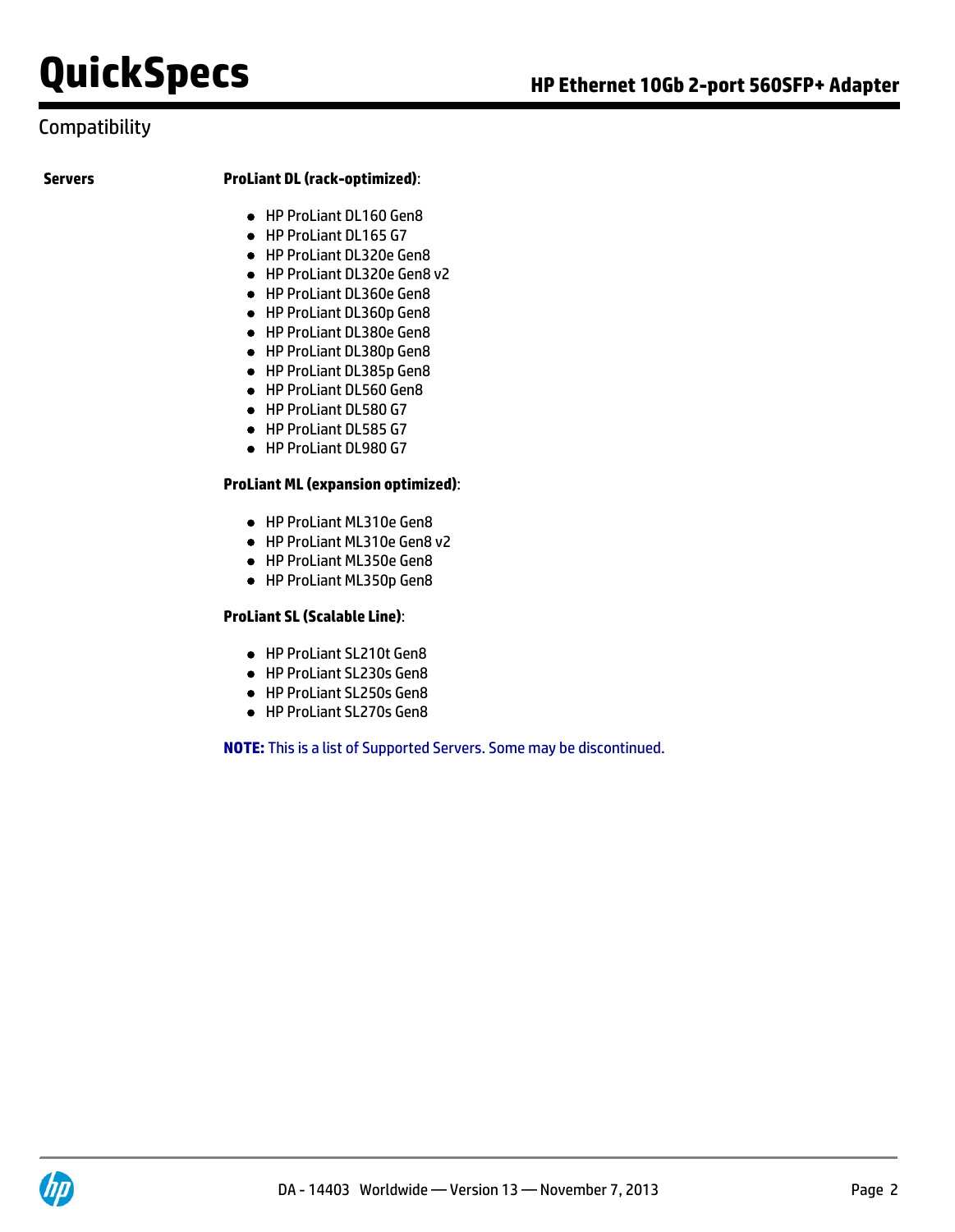## Compatibility

**Servers**

**ProLiant DL (rack-optimized)**:

- HP ProLiant DL160 Gen8
- HP ProLiant DL165 G7
- HP ProLiant DL320e Gen8
- HP ProLiant DL320e Gen8 v2
- HP ProLiant DL360e Gen8
- HP ProLiant DL360p Gen8
- HP ProLiant DL380e Gen8
- HP ProLiant DL380p Gen8
- HP ProLiant DL385p Gen8
- HP ProLiant DL560 Gen8
- HP ProLiant DL580 G7
- HP ProLiant DL585 G7
- HP ProLiant DL980 G7

**ProLiant ML (expansion optimized)**:

- HP ProLiant ML310e Gen8
- HP ProLiant ML310e Gen8 v2
- HP ProLiant ML350e Gen8
- HP ProLiant ML350p Gen8

**ProLiant SL (Scalable Line)**:

- HP ProLiant SL210t Gen8
- HP ProLiant SL230s Gen8
- HP ProLiant SL250s Gen8
- HP ProLiant SL270s Gen8

**NOTE:** This is a list of Supported Servers. Some may be discontinued.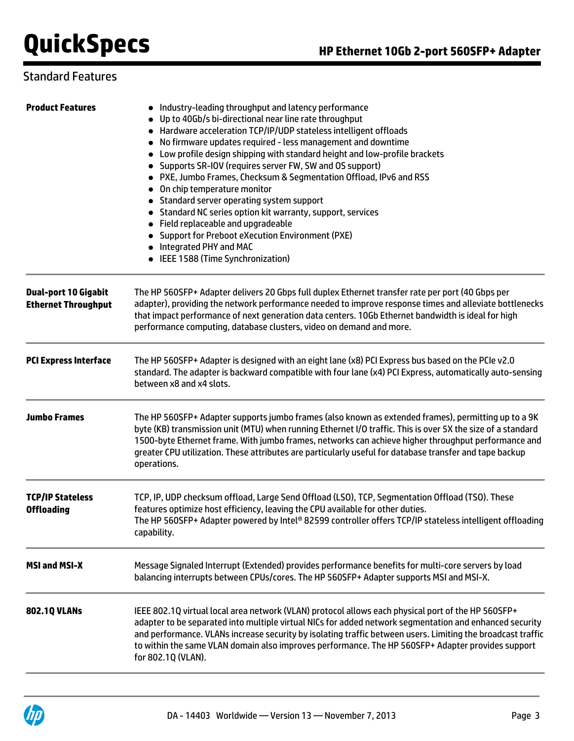## Standard Features

| | |
|---|---|
| **Product Features** | • Industry-leading throughput and latency performance<br>• Up to 40Gb/s bi-directional near line rate throughput<br>• Hardware acceleration TCP/IP/UDP stateless intelligent offloads<br>• No firmware updates required - less management and downtime<br>• Low profile design shipping with standard height and low-profile brackets<br>• Supports SR-IOV (requires server FW, SW and OS support)<br>• PXE, Jumbo Frames, Checksum & Segmentation Offload, IPv6 and RSS<br>• On chip temperature monitor<br>• Standard server operating system support<br>• Standard NC series option kit warranty, support, services<br>• Field replaceable and upgradeable<br>• Support for Preboot eXecution Environment (PXE)<br>• Integrated PHY and MAC<br>• IEEE 1588 (Time Synchronization) |
| **Dual-port 10 Gigabit Ethernet Throughput** | The HP 560SFP+ Adapter delivers 20 Gbps full duplex Ethernet transfer rate per port (40 Gbps per adapter), providing the network performance needed to improve response times and alleviate bottlenecks that impact performance of next generation data centers. 10Gb Ethernet bandwidth is ideal for high performance computing, database clusters, video on demand and more. |
| **PCI Express Interface** | The HP 560SFP+ Adapter is designed with an eight lane (x8) PCI Express bus based on the PCIe v2.0 standard. The adapter is backward compatible with four lane (x4) PCI Express, automatically auto-sensing between x8 and x4 slots. |
| **Jumbo Frames** | The HP 560SFP+ Adapter supports jumbo frames (also known as extended frames), permitting up to a 9K byte (KB) transmission unit (MTU) when running Ethernet I/O traffic. This is over 5X the size of a standard 1500-byte Ethernet frame. With jumbo frames, networks can achieve higher throughput performance and greater CPU utilization. These attributes are particularly useful for database transfer and tape backup operations. |
| **TCP/IP Stateless Offloading** | TCP, IP, UDP checksum offload, Large Send Offload (LSO), TCP, Segmentation Offload (TSO). These features optimize host efficiency, leaving the CPU available for other duties.<br>The HP 560SFP+ Adapter powered by Intel® 82599 controller offers TCP/IP stateless intelligent offloading capability. |
| **MSI and MSI-X** | Message Signaled Interrupt (Extended) provides performance benefits for multi-core servers by load balancing interrupts between CPUs/cores. The HP 560SFP+ Adapter supports MSI and MSI-X. |
| **802.1Q VLANs** | IEEE 802.1Q virtual local area network (VLAN) protocol allows each physical port of the HP 560SFP+ adapter to be separated into multiple virtual NICs for added network segmentation and enhanced security and performance. VLANs increase security by isolating traffic between users. Limiting the broadcast traffic to within the same VLAN domain also improves performance. The HP 560SFP+ Adapter provides support for 802.1Q (VLAN). |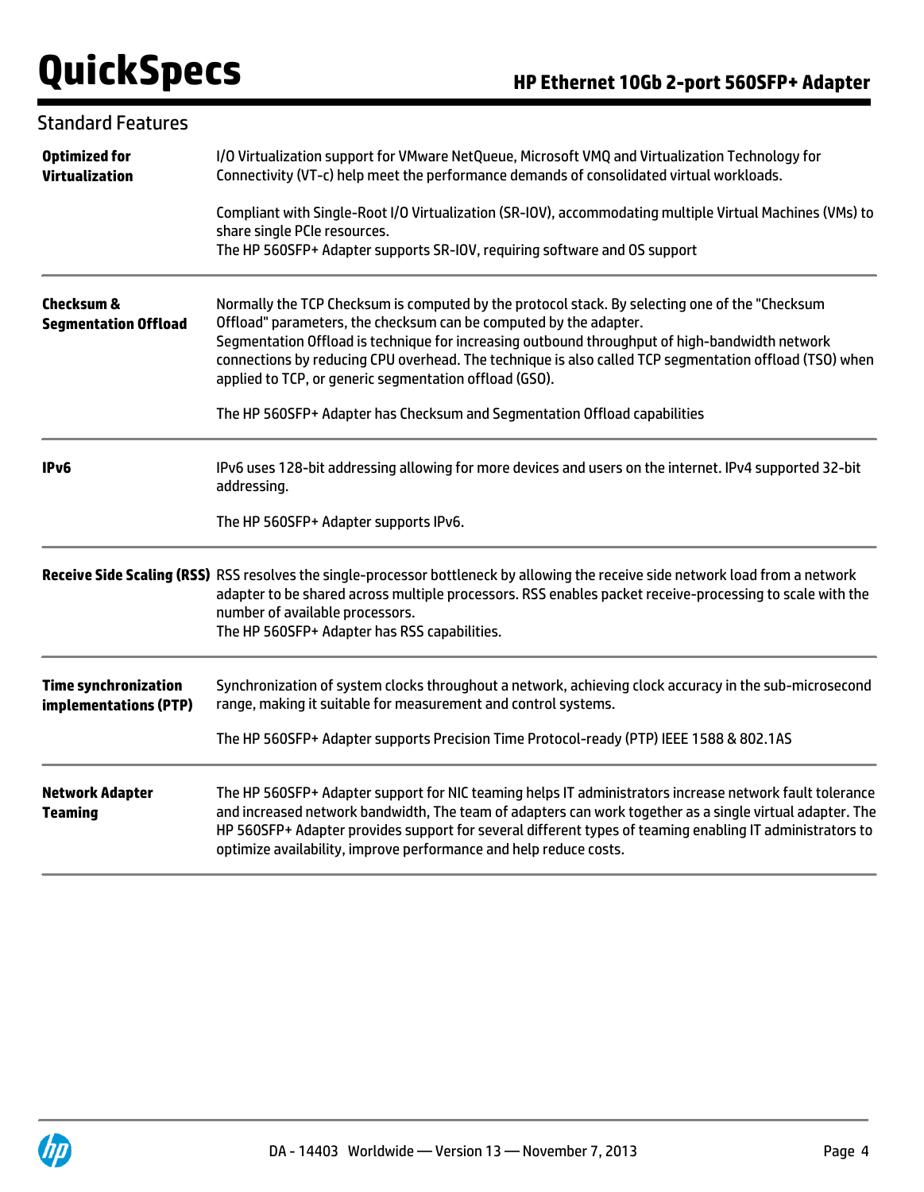## Standard Features

| | |
|---|---|
| **Optimized for Virtualization** | I/O Virtualization support for VMware NetQueue, Microsoft VMQ and Virtualization Technology for Connectivity (VT-c) help meet the performance demands of consolidated virtual workloads.<br><br>Compliant with Single-Root I/O Virtualization (SR-IOV), accommodating multiple Virtual Machines (VMs) to share single PCIe resources.<br>The HP 560SFP+ Adapter supports SR-IOV, requiring software and OS support |
| **Checksum & Segmentation Offload** | Normally the TCP Checksum is computed by the protocol stack. By selecting one of the "Checksum Offload" parameters, the checksum can be computed by the adapter.<br>Segmentation Offload is technique for increasing outbound throughput of high-bandwidth network connections by reducing CPU overhead. The technique is also called TCP segmentation offload (TSO) when applied to TCP, or generic segmentation offload (GSO).<br><br>The HP 560SFP+ Adapter has Checksum and Segmentation Offload capabilities |
| **IPv6** | IPv6 uses 128-bit addressing allowing for more devices and users on the internet. IPv4 supported 32-bit addressing.<br><br>The HP 560SFP+ Adapter supports IPv6. |
| **Receive Side Scaling (RSS)** | RSS resolves the single-processor bottleneck by allowing the receive side network load from a network adapter to be shared across multiple processors. RSS enables packet receive-processing to scale with the number of available processors.<br>The HP 560SFP+ Adapter has RSS capabilities. |
| **Time synchronization implementations (PTP)** | Synchronization of system clocks throughout a network, achieving clock accuracy in the sub-microsecond range, making it suitable for measurement and control systems.<br><br>The HP 560SFP+ Adapter supports Precision Time Protocol-ready (PTP) IEEE 1588 & 802.1AS |
| **Network Adapter Teaming** | The HP 560SFP+ Adapter support for NIC teaming helps IT administrators increase network fault tolerance and increased network bandwidth, The team of adapters can work together as a single virtual adapter. The HP 560SFP+ Adapter provides support for several different types of teaming enabling IT administrators to optimize availability, improve performance and help reduce costs. |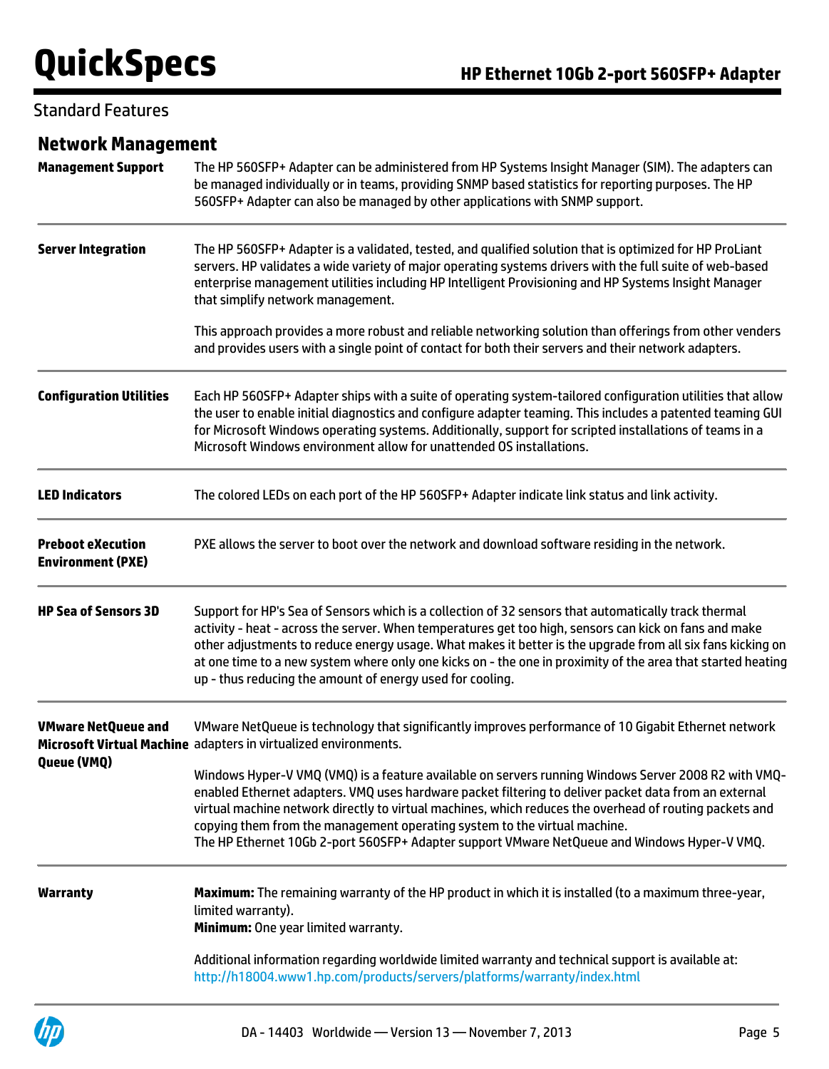## Standard Features

### Network Management

| | |
|---|---|
| **Management Support** | The HP 560SFP+ Adapter can be administered from HP Systems Insight Manager (SIM). The adapters can be managed individually or in teams, providing SNMP based statistics for reporting purposes. The HP 560SFP+ Adapter can also be managed by other applications with SNMP support. |
| **Server Integration** | The HP 560SFP+ Adapter is a validated, tested, and qualified solution that is optimized for HP ProLiant servers. HP validates a wide variety of major operating systems drivers with the full suite of web-based enterprise management utilities including HP Intelligent Provisioning and HP Systems Insight Manager that simplify network management.<br><br>This approach provides a more robust and reliable networking solution than offerings from other venders and provides users with a single point of contact for both their servers and their network adapters. |
| **Configuration Utilities** | Each HP 560SFP+ Adapter ships with a suite of operating system-tailored configuration utilities that allow the user to enable initial diagnostics and configure adapter teaming. This includes a patented teaming GUI for Microsoft Windows operating systems. Additionally, support for scripted installations of teams in a Microsoft Windows environment allow for unattended OS installations. |
| **LED Indicators** | The colored LEDs on each port of the HP 560SFP+ Adapter indicate link status and link activity. |
| **Preboot eXecution Environment (PXE)** | PXE allows the server to boot over the network and download software residing in the network. |
| **HP Sea of Sensors 3D** | Support for HP's Sea of Sensors which is a collection of 32 sensors that automatically track thermal activity - heat - across the server. When temperatures get too high, sensors can kick on fans and make other adjustments to reduce energy usage. What makes it better is the upgrade from all six fans kicking on at one time to a new system where only one kicks on - the one in proximity of the area that started heating up - thus reducing the amount of energy used for cooling. |
| **VMware NetQueue and Microsoft Virtual Machine Queue (VMQ)** | VMware NetQueue is technology that significantly improves performance of 10 Gigabit Ethernet network adapters in virtualized environments.<br><br>Windows Hyper-V VMQ (VMQ) is a feature available on servers running Windows Server 2008 R2 with VMQ-enabled Ethernet adapters. VMQ uses hardware packet filtering to deliver packet data from an external virtual machine network directly to virtual machines, which reduces the overhead of routing packets and copying them from the management operating system to the virtual machine.<br>The HP Ethernet 10Gb 2-port 560SFP+ Adapter support VMware NetQueue and Windows Hyper-V VMQ. |
| **Warranty** | **Maximum:** The remaining warranty of the HP product in which it is installed (to a maximum three-year, limited warranty).<br>**Minimum:** One year limited warranty.<br><br>Additional information regarding worldwide limited warranty and technical support is available at:<br>http://h18004.www1.hp.com/products/servers/platforms/warranty/index.html |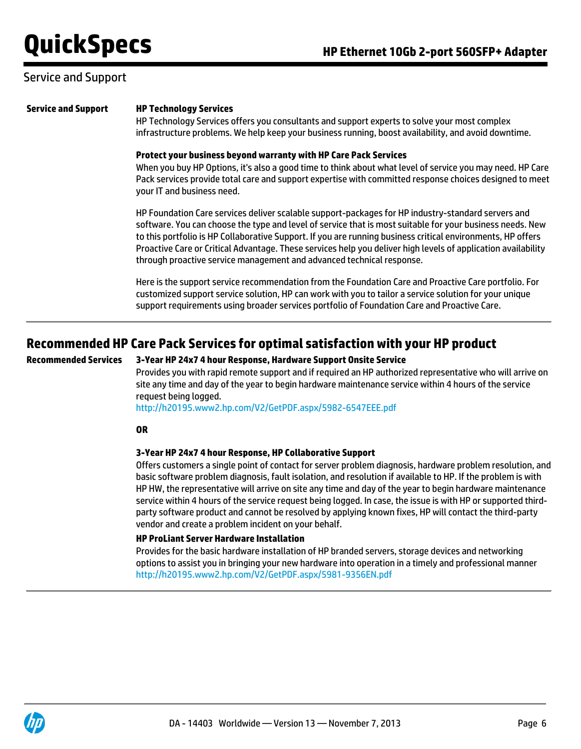## Service and Support

**Service and Support**

**HP Technology Services**

HP Technology Services offers you consultants and support experts to solve your most complex infrastructure problems. We help keep your business running, boost availability, and avoid downtime.

**Protect your business beyond warranty with HP Care Pack Services**

When you buy HP Options, it's also a good time to think about what level of service you may need. HP Care Pack services provide total care and support expertise with committed response choices designed to meet your IT and business need.

HP Foundation Care services deliver scalable support-packages for HP industry-standard servers and software. You can choose the type and level of service that is most suitable for your business needs. New to this portfolio is HP Collaborative Support. If you are running business critical environments, HP offers Proactive Care or Critical Advantage. These services help you deliver high levels of application availability through proactive service management and advanced technical response.

Here is the support service recommendation from the Foundation Care and Proactive Care portfolio. For customized support service solution, HP can work with you to tailor a service solution for your unique support requirements using broader services portfolio of Foundation Care and Proactive Care.

## Recommended HP Care Pack Services for optimal satisfaction with your HP product

**Recommended Services**

**3-Year HP 24x7 4 hour Response, Hardware Support Onsite Service**

Provides you with rapid remote support and if required an HP authorized representative who will arrive on site any time and day of the year to begin hardware maintenance service within 4 hours of the service request being logged.
http://h20195.www2.hp.com/V2/GetPDF.aspx/5982-6547EEE.pdf

**OR**

**3-Year HP 24x7 4 hour Response, HP Collaborative Support**

Offers customers a single point of contact for server problem diagnosis, hardware problem resolution, and basic software problem diagnosis, fault isolation, and resolution if available to HP. If the problem is with HP HW, the representative will arrive on site any time and day of the year to begin hardware maintenance service within 4 hours of the service request being logged. In case, the issue is with HP or supported third-party software product and cannot be resolved by applying known fixes, HP will contact the third-party vendor and create a problem incident on your behalf.

**HP ProLiant Server Hardware Installation**

Provides for the basic hardware installation of HP branded servers, storage devices and networking options to assist you in bringing your new hardware into operation in a timely and professional manner
http://h20195.www2.hp.com/V2/GetPDF.aspx/5981-9356EN.pdf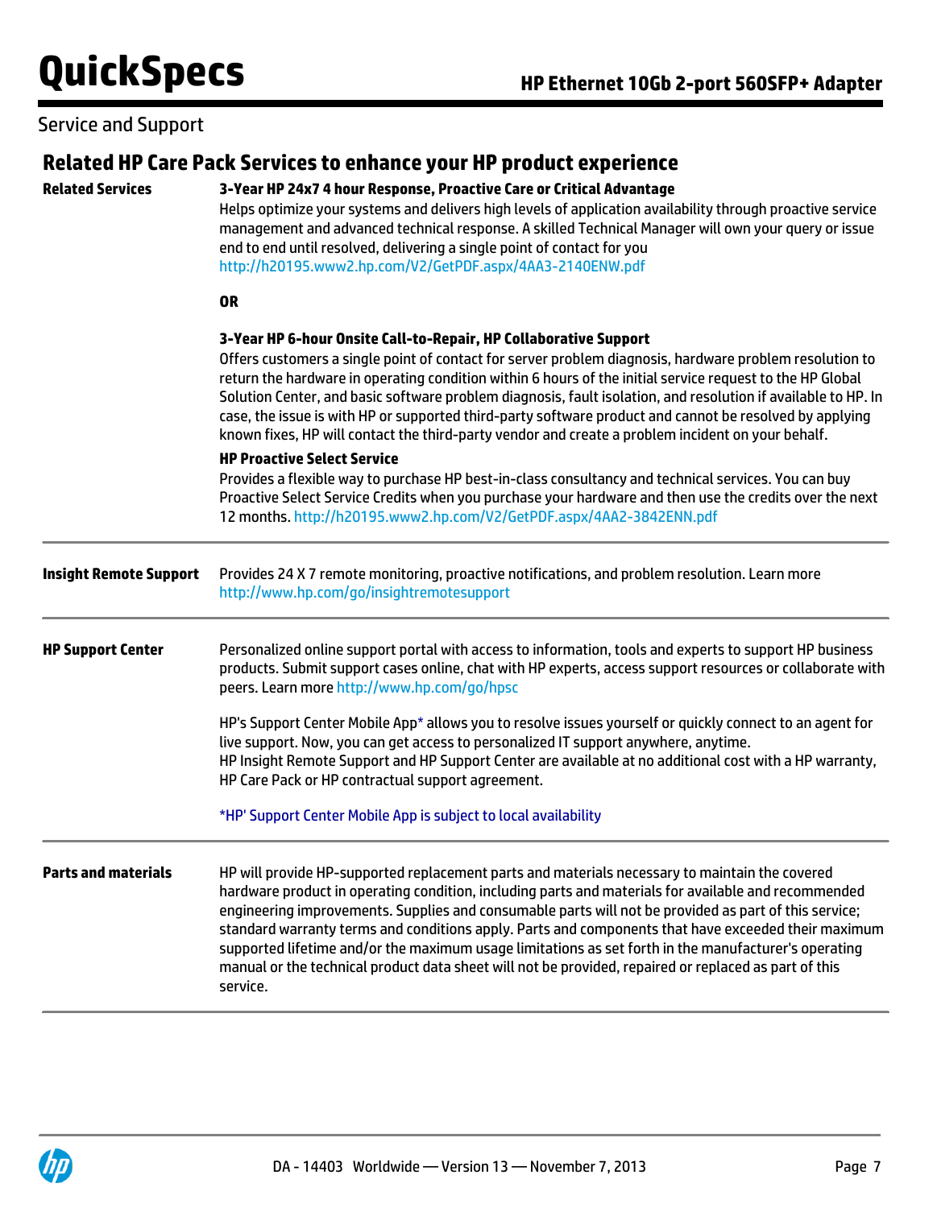Service and Support

## Related HP Care Pack Services to enhance your HP product experience

**Related Services**

**3-Year HP 24x7 4 hour Response, Proactive Care or Critical Advantage**

Helps optimize your systems and delivers high levels of application availability through proactive service management and advanced technical response. A skilled Technical Manager will own your query or issue end to end until resolved, delivering a single point of contact for you
http://h20195.www2.hp.com/V2/GetPDF.aspx/4AA3-2140ENW.pdf

**OR**

**3-Year HP 6-hour Onsite Call-to-Repair, HP Collaborative Support**

Offers customers a single point of contact for server problem diagnosis, hardware problem resolution to return the hardware in operating condition within 6 hours of the initial service request to the HP Global Solution Center, and basic software problem diagnosis, fault isolation, and resolution if available to HP. In case, the issue is with HP or supported third-party software product and cannot be resolved by applying known fixes, HP will contact the third-party vendor and create a problem incident on your behalf.

**HP Proactive Select Service**

Provides a flexible way to purchase HP best-in-class consultancy and technical services. You can buy Proactive Select Service Credits when you purchase your hardware and then use the credits over the next 12 months. http://h20195.www2.hp.com/V2/GetPDF.aspx/4AA2-3842ENN.pdf

---

**Insight Remote Support**

Provides 24 X 7 remote monitoring, proactive notifications, and problem resolution. Learn more http://www.hp.com/go/insightremotesupport

---

**HP Support Center**

Personalized online support portal with access to information, tools and experts to support HP business products. Submit support cases online, chat with HP experts, access support resources or collaborate with peers. Learn more http://www.hp.com/go/hpsc

HP's Support Center Mobile App* allows you to resolve issues yourself or quickly connect to an agent for live support. Now, you can get access to personalized IT support anywhere, anytime.
HP Insight Remote Support and HP Support Center are available at no additional cost with a HP warranty, HP Care Pack or HP contractual support agreement.

*HP' Support Center Mobile App is subject to local availability

---

**Parts and materials**

HP will provide HP-supported replacement parts and materials necessary to maintain the covered hardware product in operating condition, including parts and materials for available and recommended engineering improvements. Supplies and consumable parts will not be provided as part of this service; standard warranty terms and conditions apply. Parts and components that have exceeded their maximum supported lifetime and/or the maximum usage limitations as set forth in the manufacturer's operating manual or the technical product data sheet will not be provided, repaired or replaced as part of this service.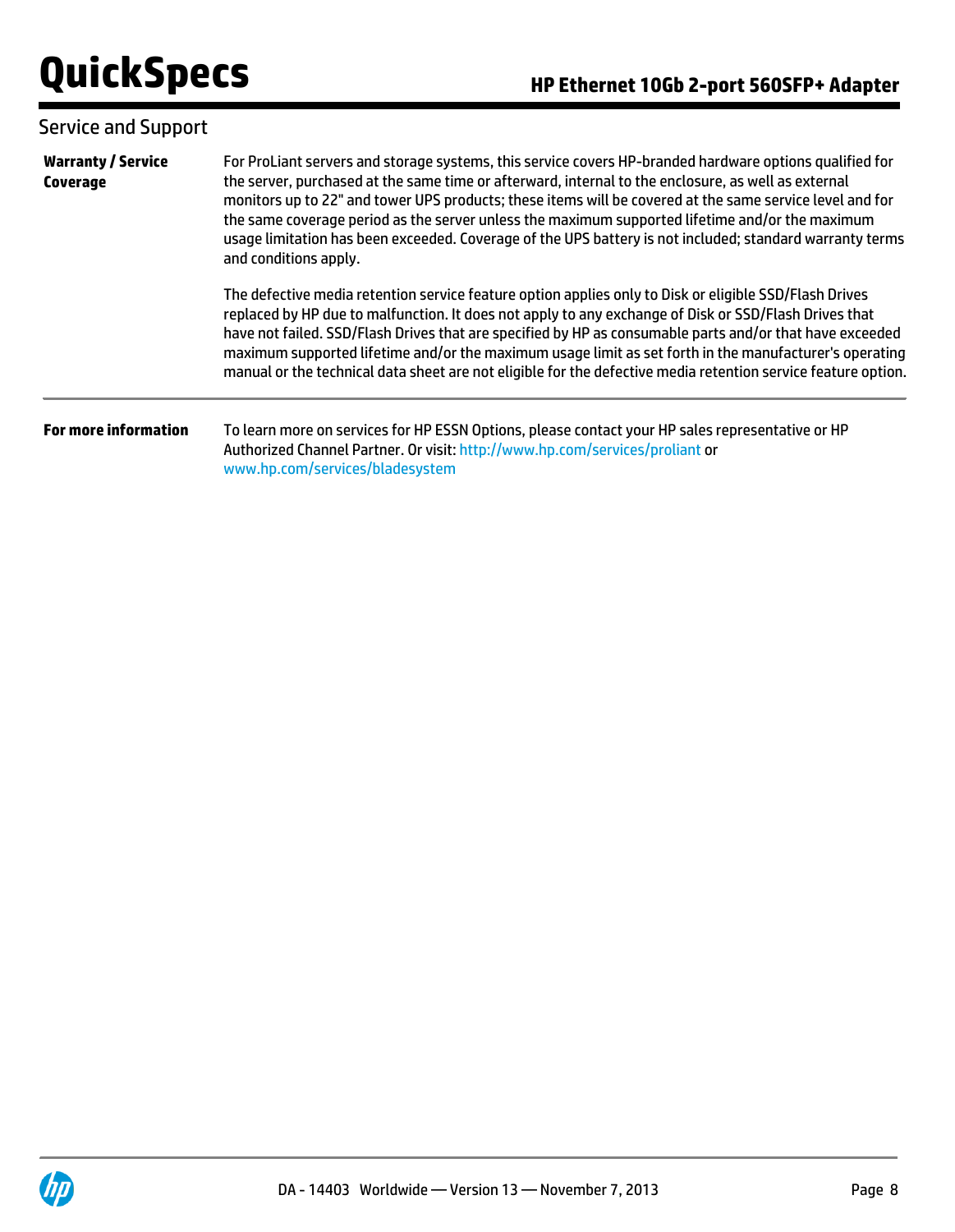## Service and Support

**Warranty / Service Coverage**

For ProLiant servers and storage systems, this service covers HP-branded hardware options qualified for the server, purchased at the same time or afterward, internal to the enclosure, as well as external monitors up to 22" and tower UPS products; these items will be covered at the same service level and for the same coverage period as the server unless the maximum supported lifetime and/or the maximum usage limitation has been exceeded. Coverage of the UPS battery is not included; standard warranty terms and conditions apply.

The defective media retention service feature option applies only to Disk or eligible SSD/Flash Drives replaced by HP due to malfunction. It does not apply to any exchange of Disk or SSD/Flash Drives that have not failed. SSD/Flash Drives that are specified by HP as consumable parts and/or that have exceeded maximum supported lifetime and/or the maximum usage limit as set forth in the manufacturer's operating manual or the technical data sheet are not eligible for the defective media retention service feature option.

**For more information**

To learn more on services for HP ESSN Options, please contact your HP sales representative or HP Authorized Channel Partner. Or visit: http://www.hp.com/services/proliant or www.hp.com/services/bladesystem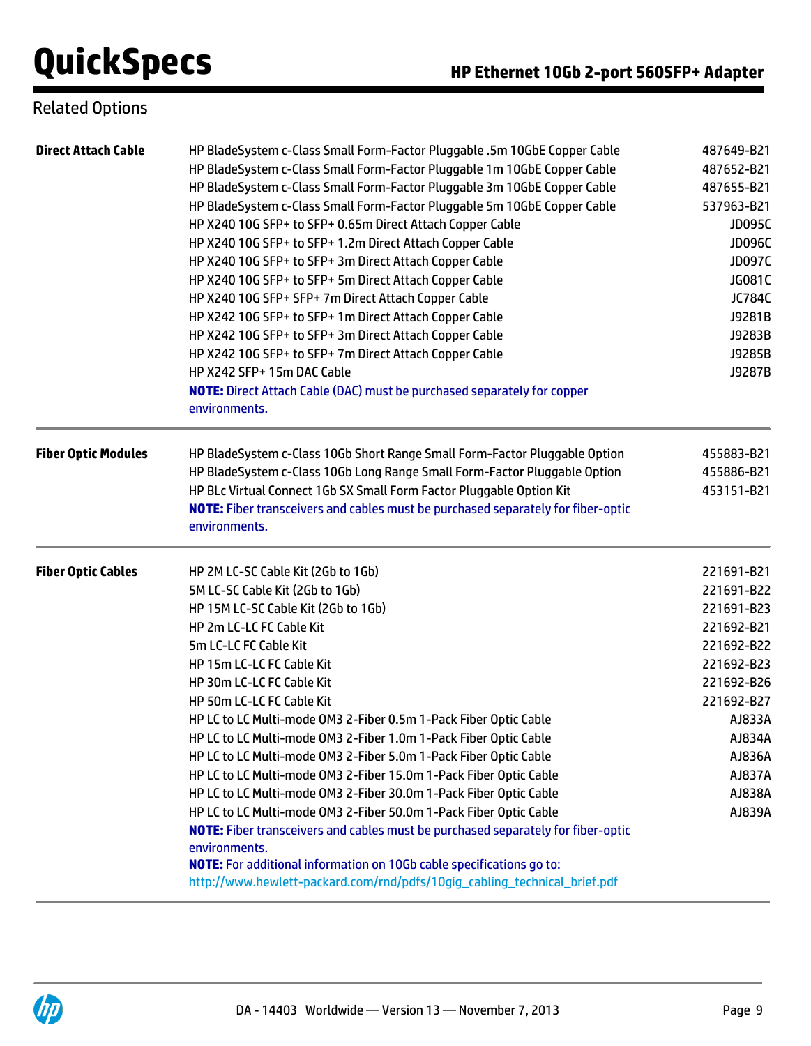## Related Options

| | | |
|---|---|---|
| **Direct Attach Cable** | HP BladeSystem c-Class Small Form-Factor Pluggable .5m 10GbE Copper Cable | 487649-B21 |
| | HP BladeSystem c-Class Small Form-Factor Pluggable 1m 10GbE Copper Cable | 487652-B21 |
| | HP BladeSystem c-Class Small Form-Factor Pluggable 3m 10GbE Copper Cable | 487655-B21 |
| | HP BladeSystem c-Class Small Form-Factor Pluggable 5m 10GbE Copper Cable | 537963-B21 |
| | HP X240 10G SFP+ to SFP+ 0.65m Direct Attach Copper Cable | JD095C |
| | HP X240 10G SFP+ to SFP+ 1.2m Direct Attach Copper Cable | JD096C |
| | HP X240 10G SFP+ to SFP+ 3m Direct Attach Copper Cable | JD097C |
| | HP X240 10G SFP+ to SFP+ 5m Direct Attach Copper Cable | JG081C |
| | HP X240 10G SFP+ SFP+ 7m Direct Attach Copper Cable | JC784C |
| | HP X242 10G SFP+ to SFP+ 1m Direct Attach Copper Cable | J9281B |
| | HP X242 10G SFP+ to SFP+ 3m Direct Attach Copper Cable | J9283B |
| | HP X242 10G SFP+ to SFP+ 7m Direct Attach Copper Cable | J9285B |
| | HP X242 SFP+ 15m DAC Cable | J9287B |
| | **NOTE:** Direct Attach Cable (DAC) must be purchased separately for copper environments. | |
| **Fiber Optic Modules** | HP BladeSystem c-Class 10Gb Short Range Small Form-Factor Pluggable Option | 455883-B21 |
| | HP BladeSystem c-Class 10Gb Long Range Small Form-Factor Pluggable Option | 455886-B21 |
| | HP BLc Virtual Connect 1Gb SX Small Form Factor Pluggable Option Kit | 453151-B21 |
| | **NOTE:** Fiber transceivers and cables must be purchased separately for fiber-optic environments. | |
| **Fiber Optic Cables** | HP 2M LC-SC Cable Kit (2Gb to 1Gb) | 221691-B21 |
| | 5M LC-SC Cable Kit (2Gb to 1Gb) | 221691-B22 |
| | HP 15M LC-SC Cable Kit (2Gb to 1Gb) | 221691-B23 |
| | HP 2m LC-LC FC Cable Kit | 221692-B21 |
| | 5m LC-LC FC Cable Kit | 221692-B22 |
| | HP 15m LC-LC FC Cable Kit | 221692-B23 |
| | HP 30m LC-LC FC Cable Kit | 221692-B26 |
| | HP 50m LC-LC FC Cable Kit | 221692-B27 |
| | HP LC to LC Multi-mode OM3 2-Fiber 0.5m 1-Pack Fiber Optic Cable | AJ833A |
| | HP LC to LC Multi-mode OM3 2-Fiber 1.0m 1-Pack Fiber Optic Cable | AJ834A |
| | HP LC to LC Multi-mode OM3 2-Fiber 5.0m 1-Pack Fiber Optic Cable | AJ836A |
| | HP LC to LC Multi-mode OM3 2-Fiber 15.0m 1-Pack Fiber Optic Cable | AJ837A |
| | HP LC to LC Multi-mode OM3 2-Fiber 30.0m 1-Pack Fiber Optic Cable | AJ838A |
| | HP LC to LC Multi-mode OM3 2-Fiber 50.0m 1-Pack Fiber Optic Cable | AJ839A |
| | **NOTE:** Fiber transceivers and cables must be purchased separately for fiber-optic environments. | |
| | **NOTE:** For additional information on 10Gb cable specifications go to: http://www.hewlett-packard.com/rnd/pdfs/10gig_cabling_technical_brief.pdf | |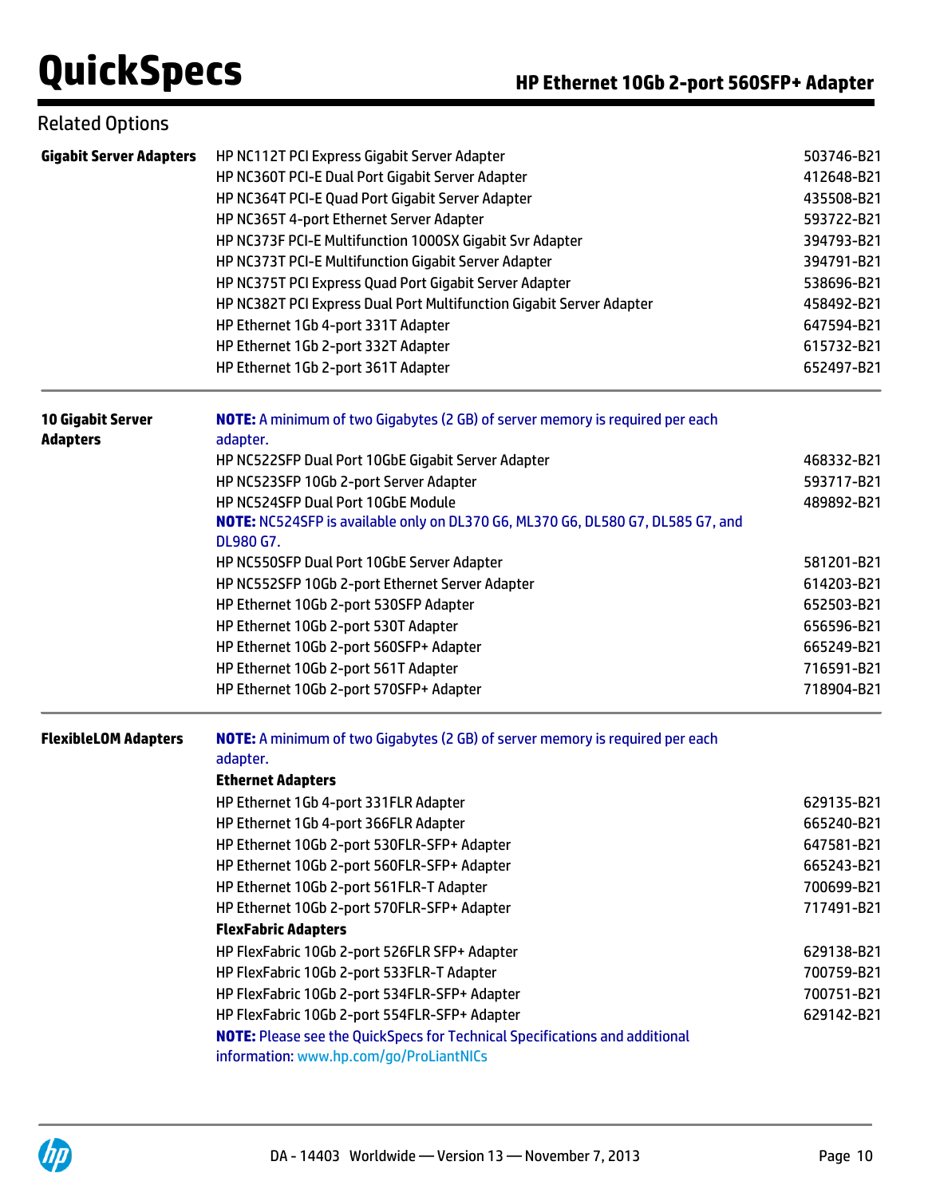## Related Options

| | | |
|---|---|---|
| **Gigabit Server Adapters** | HP NC112T PCI Express Gigabit Server Adapter | 503746-B21 |
| | HP NC360T PCI-E Dual Port Gigabit Server Adapter | 412648-B21 |
| | HP NC364T PCI-E Quad Port Gigabit Server Adapter | 435508-B21 |
| | HP NC365T 4-port Ethernet Server Adapter | 593722-B21 |
| | HP NC373F PCI-E Multifunction 1000SX Gigabit Svr Adapter | 394793-B21 |
| | HP NC373T PCI-E Multifunction Gigabit Server Adapter | 394791-B21 |
| | HP NC375T PCI Express Quad Port Gigabit Server Adapter | 538696-B21 |
| | HP NC382T PCI Express Dual Port Multifunction Gigabit Server Adapter | 458492-B21 |
| | HP Ethernet 1Gb 4-port 331T Adapter | 647594-B21 |
| | HP Ethernet 1Gb 2-port 332T Adapter | 615732-B21 |
| | HP Ethernet 1Gb 2-port 361T Adapter | 652497-B21 |
| **10 Gigabit Server Adapters** | **NOTE:** A minimum of two Gigabytes (2 GB) of server memory is required per each adapter. | |
| | HP NC522SFP Dual Port 10GbE Gigabit Server Adapter | 468332-B21 |
| | HP NC523SFP 10Gb 2-port Server Adapter | 593717-B21 |
| | HP NC524SFP Dual Port 10GbE Module | 489892-B21 |
| | **NOTE:** NC524SFP is available only on DL370 G6, ML370 G6, DL580 G7, DL585 G7, and DL980 G7. | |
| | HP NC550SFP Dual Port 10GbE Server Adapter | 581201-B21 |
| | HP NC552SFP 10Gb 2-port Ethernet Server Adapter | 614203-B21 |
| | HP Ethernet 10Gb 2-port 530SFP Adapter | 652503-B21 |
| | HP Ethernet 10Gb 2-port 530T Adapter | 656596-B21 |
| | HP Ethernet 10Gb 2-port 560SFP+ Adapter | 665249-B21 |
| | HP Ethernet 10Gb 2-port 561T Adapter | 716591-B21 |
| | HP Ethernet 10Gb 2-port 570SFP+ Adapter | 718904-B21 |
| **FlexibleLOM Adapters** | **NOTE:** A minimum of two Gigabytes (2 GB) of server memory is required per each adapter. | |
| | **Ethernet Adapters** | |
| | HP Ethernet 1Gb 4-port 331FLR Adapter | 629135-B21 |
| | HP Ethernet 1Gb 4-port 366FLR Adapter | 665240-B21 |
| | HP Ethernet 10Gb 2-port 530FLR-SFP+ Adapter | 647581-B21 |
| | HP Ethernet 10Gb 2-port 560FLR-SFP+ Adapter | 665243-B21 |
| | HP Ethernet 10Gb 2-port 561FLR-T Adapter | 700699-B21 |
| | HP Ethernet 10Gb 2-port 570FLR-SFP+ Adapter | 717491-B21 |
| | **FlexFabric Adapters** | |
| | HP FlexFabric 10Gb 2-port 526FLR SFP+ Adapter | 629138-B21 |
| | HP FlexFabric 10Gb 2-port 533FLR-T Adapter | 700759-B21 |
| | HP FlexFabric 10Gb 2-port 534FLR-SFP+ Adapter | 700751-B21 |
| | HP FlexFabric 10Gb 2-port 554FLR-SFP+ Adapter | 629142-B21 |
| | **NOTE:** Please see the QuickSpecs for Technical Specifications and additional information: www.hp.com/go/ProLiantNICs | |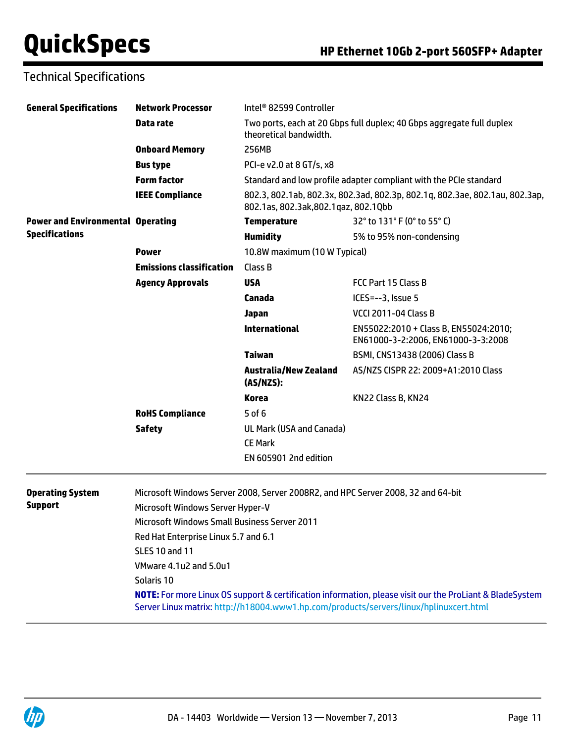## Technical Specifications

| | | | |
|---|---|---|---|
| **General Specifications** | **Network Processor** | Intel® 82599 Controller | |
| | **Data rate** | Two ports, each at 20 Gbps full duplex; 40 Gbps aggregate full duplex theoretical bandwidth. | |
| | **Onboard Memory** | 256MB | |
| | **Bus type** | PCI-e v2.0 at 8 GT/s, x8 | |
| | **Form factor** | Standard and low profile adapter compliant with the PCIe standard | |
| | **IEEE Compliance** | 802.3, 802.1ab, 802.3x, 802.3ad, 802.3p, 802.1q, 802.3ae, 802.1au, 802.3ap, 802.1as, 802.3ak,802.1qaz, 802.1Qbb | |
| **Power and Environmental Specifications** | **Operating** | **Temperature** | 32° to 131° F (0° to 55° C) |
| | | **Humidity** | 5% to 95% non-condensing |
| | **Power** | 10.8W maximum (10 W Typical) | |
| | **Emissions classification** | Class B | |
| | **Agency Approvals** | **USA** | FCC Part 15 Class B |
| | | **Canada** | ICES=--3, Issue 5 |
| | | **Japan** | VCCI 2011-04 Class B |
| | | **International** | EN55022:2010 + Class B, EN55024:2010; EN61000-3-2:2006, EN61000-3-3:2008 |
| | | **Taiwan** | BSMI, CNS13438 (2006) Class B |
| | | **Australia/New Zealand (AS/NZS):** | AS/NZS CISPR 22: 2009+A1:2010 Class |
| | | **Korea** | KN22 Class B, KN24 |
| | **RoHS Compliance** | 5 of 6 | |
| | **Safety** | UL Mark (USA and Canada)<br>CE Mark<br>EN 605901 2nd edition | |

**Operating System Support**

Microsoft Windows Server 2008, Server 2008R2, and HPC Server 2008, 32 and 64-bit

Microsoft Windows Server Hyper-V

Microsoft Windows Small Business Server 2011

Red Hat Enterprise Linux 5.7 and 6.1

SLES 10 and 11

VMware 4.1u2 and 5.0u1

Solaris 10

**NOTE:** For more Linux OS support & certification information, please visit our the ProLiant & BladeSystem Server Linux matrix: http://h18004.www1.hp.com/products/servers/linux/hplinuxcert.html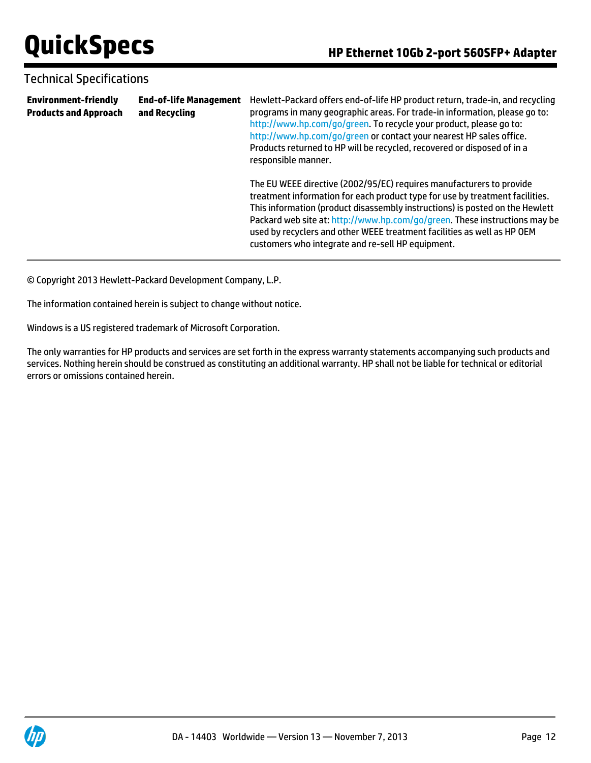## Technical Specifications

| | | |
|---|---|---|
| **Environment-friendly Products and Approach** | **End-of-life Management and Recycling** | Hewlett-Packard offers end-of-life HP product return, trade-in, and recycling programs in many geographic areas. For trade-in information, please go to: http://www.hp.com/go/green. To recycle your product, please go to: http://www.hp.com/go/green or contact your nearest HP sales office. Products returned to HP will be recycled, recovered or disposed of in a responsible manner.<br><br>The EU WEEE directive (2002/95/EC) requires manufacturers to provide treatment information for each product type for use by treatment facilities. This information (product disassembly instructions) is posted on the Hewlett Packard web site at: http://www.hp.com/go/green. These instructions may be used by recyclers and other WEEE treatment facilities as well as HP OEM customers who integrate and re-sell HP equipment. |

© Copyright 2013 Hewlett-Packard Development Company, L.P.

The information contained herein is subject to change without notice.

Windows is a US registered trademark of Microsoft Corporation.

The only warranties for HP products and services are set forth in the express warranty statements accompanying such products and services. Nothing herein should be construed as constituting an additional warranty. HP shall not be liable for technical or editorial errors or omissions contained herein.

DA - 14403 Worldwide — Version 13 — November 7, 2013